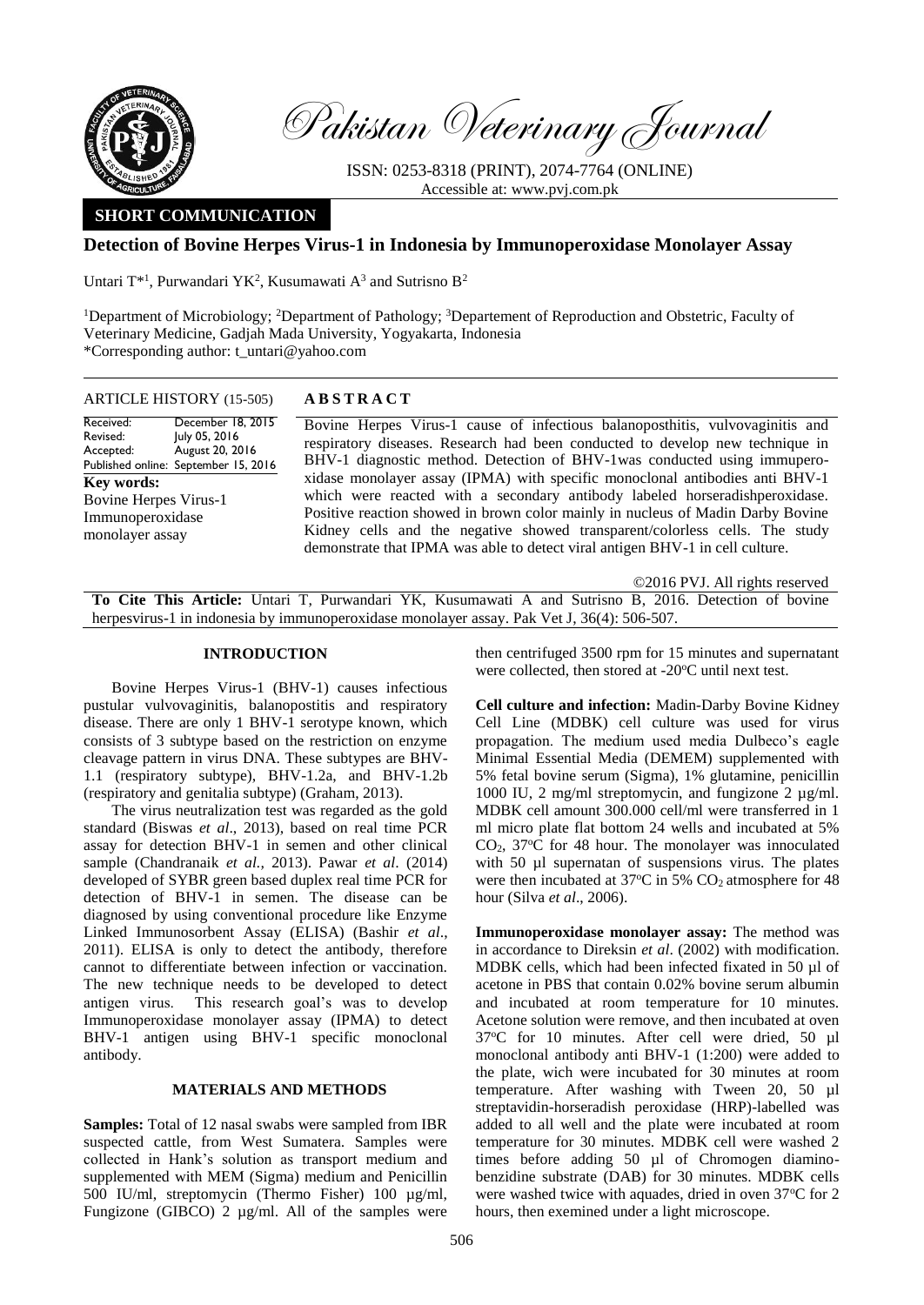Pakistan Veterinary Journal

ISSN: 0253-8318 (PRINT), 2074-7764 (ONLINE)
Accessible at: www.pvj.com.pk

**SHORT COMMUNICATION**

# Detection of Bovine Herpes Virus-1 in Indonesia by Immunoperoxidase Monolayer Assay

Untari T*[1], Purwandari YK[2], Kusumawati A[3] and Sutrisno B[2]

[1]Department of Microbiology; [2]Department of Pathology; [3]Departement of Reproduction and Obstetric, Faculty of Veterinary Medicine, Gadjah Mada University, Yogyakarta, Indonesia
*Corresponding author: t_untari@yahoo.com

**ARTICLE HISTORY** (15-505)

Received: December 18, 2015
Revised: July 05, 2016
Accepted: August 20, 2016
Published online: September 15, 2016

**Key words:**
Bovine Herpes Virus-1
Immunoperoxidase monolayer assay

**ABSTRACT**

Bovine Herpes Virus-1 cause of infectious balanoposthitis, vulvovaginitis and respiratory diseases. Research had been conducted to develop new technique in BHV-1 diagnostic method. Detection of BHV-1was conducted using immuperoxidase monolayer assay (IPMA) with specific monoclonal antibodies anti BHV-1 which were reacted with a secondary antibody labeled horseradishperoxidase. Positive reaction showed in brown color mainly in nucleus of Madin Darby Bovine Kidney cells and the negative showed transparent/colorless cells. The study demonstrate that IPMA was able to detect viral antigen BHV-1 in cell culture.

©2016 PVJ. All rights reserved

**To Cite This Article:** Untari T, Purwandari YK, Kusumawati A and Sutrisno B, 2016. Detection of bovine herpesvirus-1 in indonesia by immunoperoxidase monolayer assay. Pak Vet J, 36(4): 506-507.

## INTRODUCTION

Bovine Herpes Virus-1 (BHV-1) causes infectious pustular vulvovaginitis, balanopostitis and respiratory disease. There are only 1 BHV-1 serotype known, which consists of 3 subtype based on the restriction on enzyme cleavage pattern in virus DNA. These subtypes are BHV-1.1 (respiratory subtype), BHV-1.2a, and BHV-1.2b (respiratory and genitalia subtype) (Graham, 2013).

The virus neutralization test was regarded as the gold standard (Biswas *et al*., 2013), based on real time PCR assay for detection BHV-1 in semen and other clinical sample (Chandranaik *et al.,* 2013). Pawar *et al*. (2014) developed of SYBR green based duplex real time PCR for detection of BHV-1 in semen. The disease can be diagnosed by using conventional procedure like Enzyme Linked Immunosorbent Assay (ELISA) (Bashir *et al*., 2011). ELISA is only to detect the antibody, therefore cannot to differentiate between infection or vaccination. The new technique needs to be developed to detect antigen virus. This research goal's was to develop Immunoperoxidase monolayer assay (IPMA) to detect BHV-1 antigen using BHV-1 specific monoclonal antibody.

## MATERIALS AND METHODS

**Samples:** Total of 12 nasal swabs were sampled from IBR suspected cattle, from West Sumatera. Samples were collected in Hank's solution as transport medium and supplemented with MEM (Sigma) medium and Penicillin 500 IU/ml, streptomycin (Thermo Fisher) 100 µg/ml, Fungizone (GIBCO) 2 µg/ml. All of the samples were then centrifuged 3500 rpm for 15 minutes and supernatant were collected, then stored at -20°C until next test.

**Cell culture and infection:** Madin-Darby Bovine Kidney Cell Line (MDBK) cell culture was used for virus propagation. The medium used media Dulbeco's eagle Minimal Essential Media (DEMEM) supplemented with 5% fetal bovine serum (Sigma), 1% glutamine, penicillin 1000 IU, 2 mg/ml streptomycin, and fungizone 2 µg/ml. MDBK cell amount 300.000 cell/ml were transferred in 1 ml micro plate flat bottom 24 wells and incubated at 5% $CO_2$, 37°C for 48 hour. The monolayer was innoculated with 50 µl supernatan of suspensions virus. The plates were then incubated at 37°C in 5% $CO_2$ atmosphere for 48 hour (Silva *et al*., 2006).

**Immunoperoxidase monolayer assay:** The method was in accordance to Direksin *et al*. (2002) with modification. MDBK cells, which had been infected fixated in 50 µl of acetone in PBS that contain 0.02% bovine serum albumin and incubated at room temperature for 10 minutes. Acetone solution were remove, and then incubated at oven 37°C for 10 minutes. After cell were dried, 50 µl monoclonal antibody anti BHV-1 (1:200) were added to the plate, wich were incubated for 30 minutes at room temperature. After washing with Tween 20, 50 µl streptavidin-horseradish peroxidase (HRP)-labelled was added to all well and the plate were incubated at room temperature for 30 minutes. MDBK cell were washed 2 times before adding 50 µl of Chromogen diaminobenzidine substrate (DAB) for 30 minutes. MDBK cells were washed twice with aquades, dried in oven 37°C for 2 hours, then exemined under a light microscope.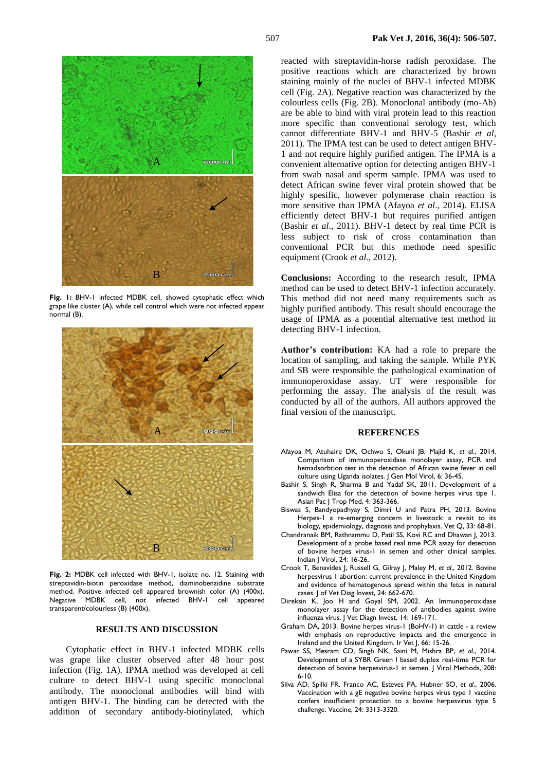Fig. 1: BHV-1 infected MDBK cell, showed cytophatic effect which grape like cluster (A), while cell control which were not infected eppear normal (B).

Fig. 2: MDBK cell infected with BHV-1, isolate no. 12. Staining with streptavidin-biotin peroxidase method, diaminobenzidine substrate method. Positive infected cell appeared brownish color (A) (400x). Negative MDBK cell, not infected BHV-1 cell appeared transparent/colourless (B) (400x).

## RESULTS AND DISCUSSION

Cytophatic effect in BHV-1 infected MDBK cells was grape like cluster observed after 48 hour post infection (Fig. 1A). IPMA method was developed at cell culture to detect BHV-1 using specific monoclonal antibody. The monoclonal antibodies will bind with antigen BHV-1. The binding can be detected with the addition of secondary antibody-biotinylated, which reacted with streptavidin-horse radish peroxidase. The positive reactions which are characterized by brown staining mainly of the nuclei of BHV-1 infected MDBK cell (Fig. 2A). Negative reaction was characterized by the colourless cells (Fig. 2B). Monoclonal antibody (mo-Ab) are be able to bind with viral protein lead to this reaction more specific than conventional serology test, which cannot differentiate BHV-1 and BHV-5 (Bashir *et al*, 2011). The IPMA test can be used to detect antigen BHV-1 and not require highly purified antigen. The IPMA is a convenient alternative option for detecting antigen BHV-1 from swab nasal and sperm sample. IPMA was used to detect African swine fever viral protein showed that be highly spesific, however polymerase chain reaction is more sensitive than IPMA (Afayoa *et al*., 2014). ELISA efficiently detect BHV-1 but requires purified antigen (Bashir *et al*., 2011). BHV-1 detect by real time PCR is less subject to risk of cross contamination than conventional PCR but this methode need spesific equipment (Crook *et al*., 2012).

**Conclusions:** According to the research result, IPMA method can be used to detect BHV-1 infection accurately. This method did not need many requirements such as highly purified antibody. This result should encourage the usage of IPMA as a potential alternative test method in detecting BHV-1 infection.

**Author's contribution:** KA had a role to prepare the location of sampling, and taking the sample. While PYK and SB were responsible the pathological examination of immunoperoxidase assay. UT were responsible for performing the assay. The analysis of the result was conducted by all of the authors. All authors approved the final version of the manuscript.

## REFERENCES

Afayoa M, Atuhaire DK, Ochwo S, Okuni JB, Majid K, *et al*., 2014. Comparison of immunoperoxidase monolayer assay, PCR and hemadsorbtion test in the detection of African swine fever in cell culture using Uganda isolates. J Gen Mol Virol, 6: 36-45.

Bashir S, Singh R, Sharma B and Yadaf SK, 2011. Development of a sandwich Elisa for the detection of bovine herpes virus tipe 1. Asian Pac J Trop Med, 4: 363-366.

Biswas S, Bandyopadhyay S, Dimri U and Patra PH, 2013. Bovine Herpes-1 a re-emerging concern in livestock: a revisit to its biology, epidemiology, diagnosis and prophylaxis. Vet Q, 33: 68-81.

Chandranaik BM, Rathnammu D, Patil SS, Kovi RC and Dhawan J, 2013. Development of a probe based real time PCR assay for detection of bovine herpes virus-1 in semen and other clinical samples. Indian J Virol, 24: 16-26.

Crook T, Benavides J, Russell G, Gilray J, Maley M, *et al*., 2012. Bovine herpesvirus 1 abortion: current prevalence in the United Kingdom and evidence of hematogenous spread within the fetus in natural cases. J of Vet Diag Invest, 24: 662-670.

Direksin K, Joo H and Goyal SM, 2002. An Immunoperoxidase monolayer assay for the detection of antibodies against swine influenza virus. J Vet Diagn Invest, 14: 169-171.

Graham DA, 2013. Bovine herpes virus-1 (BoHV-1) in cattle - a review with emphasis on reproductive impacts and the emergence in Ireland and the United Kingdom. Ir Vet J, 66: 15-26.

Pawar SS, Mesram CD, Singh NK, Saini M, Mishra BP, *et al*., 2014. Development of a SYBR Green I based duplex real-time PCR for detection of bovine herpesvirus-1 in semen. J Virol Methods, 208: 6-10.

Silva AD, Spilki FR, Franco AC, Esteves PA, Hubner SO, *et al*., 2006. Vaccination with a gE negative bovine herpes virus type 1 vaccine confers insufficient protection to a bovine herpesvirus type 5 challenge. Vaccine, 24: 3313-3320.